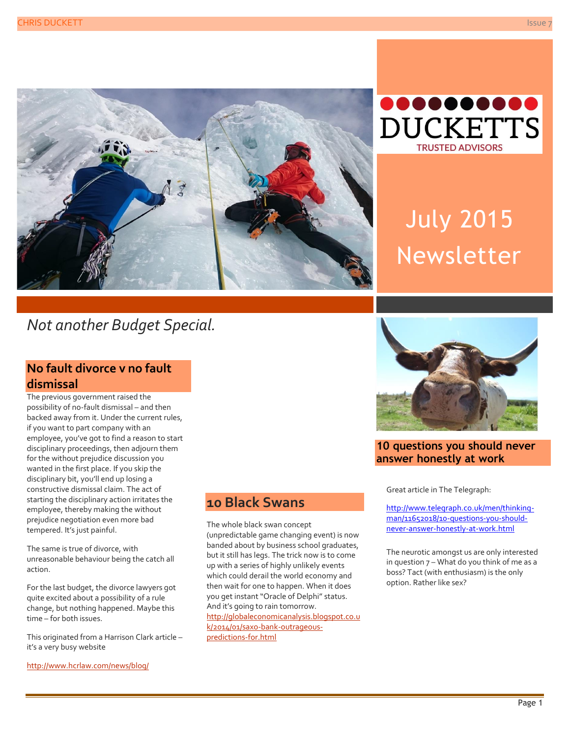DUCKETTS

TRUSTED ADVISORS

# July 2015 Newsletter

*Not another Budget Special.*

## No fault divorce v no fault dismissal

The previous government raised the possibility of no-fault dismissal – and then backed away from it. Under the current rules, if you want to part company with an employee, you've got to find a reason to start disciplinary proceedings, then adjourn them for the without prejudice discussion you wanted in the first place. If you skip the disciplinary bit, you'll end up losing a constructive dismissal claim. The act of starting the disciplinary action irritates the employee, thereby making the without prejudice negotiation even more bad tempered. It's just painful.

The same is true of divorce, with unreasonable behaviour being the catch all action.

For the last budget, the divorce lawyers got quite excited about a possibility of a rule change, but nothing happened. Maybe this time – for both issues.

This originated from a Harrison Clark article – it's a very busy website

http://www.hcrlaw.com/news/blog/

## 10 Black Swans

The whole black swan concept (unpredictable game changing event) is now banded about by business school graduates, but it still has legs. The trick now is to come up with a series of highly unlikely events which could derail the world economy and then wait for one to happen. When it does you get instant "Oracle of Delphi" status. And it's going to rain tomorrow.

http://globaleconomicanalysis.blogspot.co.uk/2014/01/saxo-bank-outrageous-predictions-for.html

## 10 questions you should never answer honestly at work

Great article in The Telegraph:

http://www.telegraph.co.uk/men/thinking-man/11652018/10-questions-you-should-never-answer-honestly-at-work.html

The neurotic amongst us are only interested in question 7 – What do you think of me as a boss? Tact (with enthusiasm) is the only option. Rather like sex?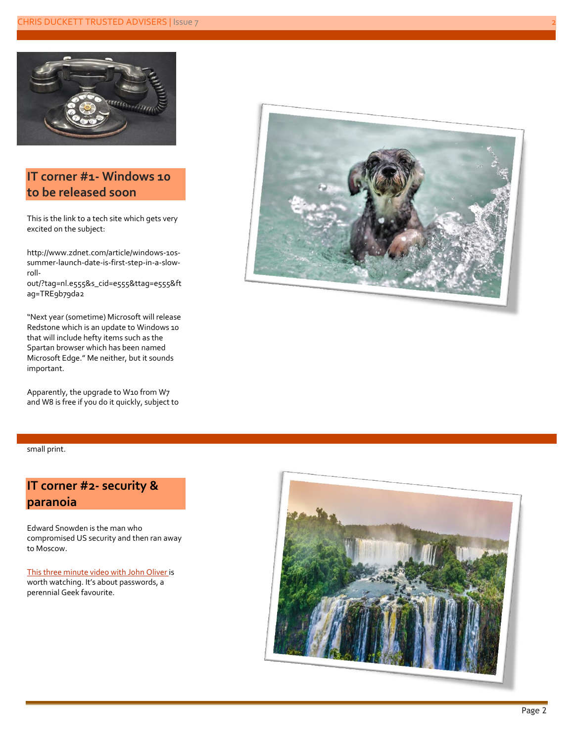## IT corner #1- Windows 10 to be released soon

This is the link to a tech site which gets very excited on the subject:

http://www.zdnet.com/article/windows-10s-summer-launch-date-is-first-step-in-a-slow-roll-out/?tag=nl.e555&s_cid=e555&ttag=e555&ftag=TRE9b79da2

"Next year (sometime) Microsoft will release Redstone which is an update to Windows 10 that will include hefty items such as the Spartan browser which has been named Microsoft Edge." Me neither, but it sounds important.

Apparently, the upgrade to W10 from W7 and W8 is free if you do it quickly, subject to small print.

## IT corner #2- security & paranoia

Edward Snowden is the man who compromised US security and then ran away to Moscow.

This three minute video with John Oliver is worth watching. It's about passwords, a perennial Geek favourite.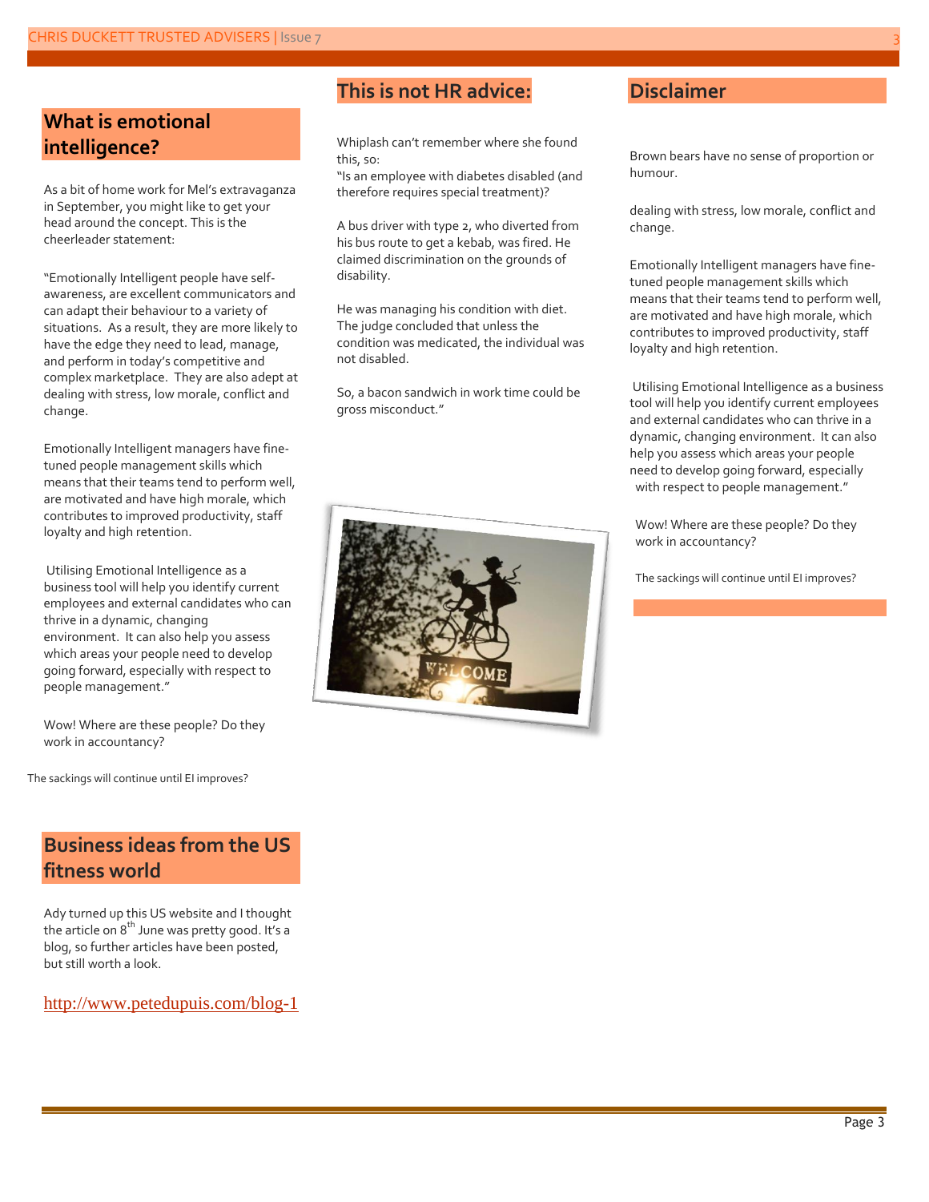## What is emotional intelligence?

As a bit of home work for Mel's extravaganza in September, you might like to get your head around the concept. This is the cheerleader statement:

"Emotionally Intelligent people have self-awareness, are excellent communicators and can adapt their behaviour to a variety of situations. As a result, they are more likely to have the edge they need to lead, manage, and perform in today's competitive and complex marketplace. They are also adept at dealing with stress, low morale, conflict and change.

Emotionally Intelligent managers have fine-tuned people management skills which means that their teams tend to perform well, are motivated and have high morale, which contributes to improved productivity, staff loyalty and high retention.

Utilising Emotional Intelligence as a business tool will help you identify current employees and external candidates who can thrive in a dynamic, changing environment. It can also help you assess which areas your people need to develop going forward, especially with respect to people management."

Wow! Where are these people? Do they work in accountancy?

The sackings will continue until EI improves?

## Business ideas from the US fitness world

Ady turned up this US website and I thought the article on 8th June was pretty good. It's a blog, so further articles have been posted, but still worth a look.

http://www.petedupuis.com/blog-1

## This is not HR advice:

Whiplash can't remember where she found this, so:

"Is an employee with diabetes disabled (and therefore requires special treatment)?

A bus driver with type 2, who diverted from his bus route to get a kebab, was fired. He claimed discrimination on the grounds of disability.

He was managing his condition with diet. The judge concluded that unless the condition was medicated, the individual was not disabled.

So, a bacon sandwich in work time could be gross misconduct."

## Disclaimer

Brown bears have no sense of proportion or humour.

dealing with stress, low morale, conflict and change.

Emotionally Intelligent managers have fine-tuned people management skills which means that their teams tend to perform well, are motivated and have high morale, which contributes to improved productivity, staff loyalty and high retention.

Utilising Emotional Intelligence as a business tool will help you identify current employees and external candidates who can thrive in a dynamic, changing environment. It can also help you assess which areas your people need to develop going forward, especially with respect to people management."

Wow! Where are these people? Do they work in accountancy?

The sackings will continue until EI improves?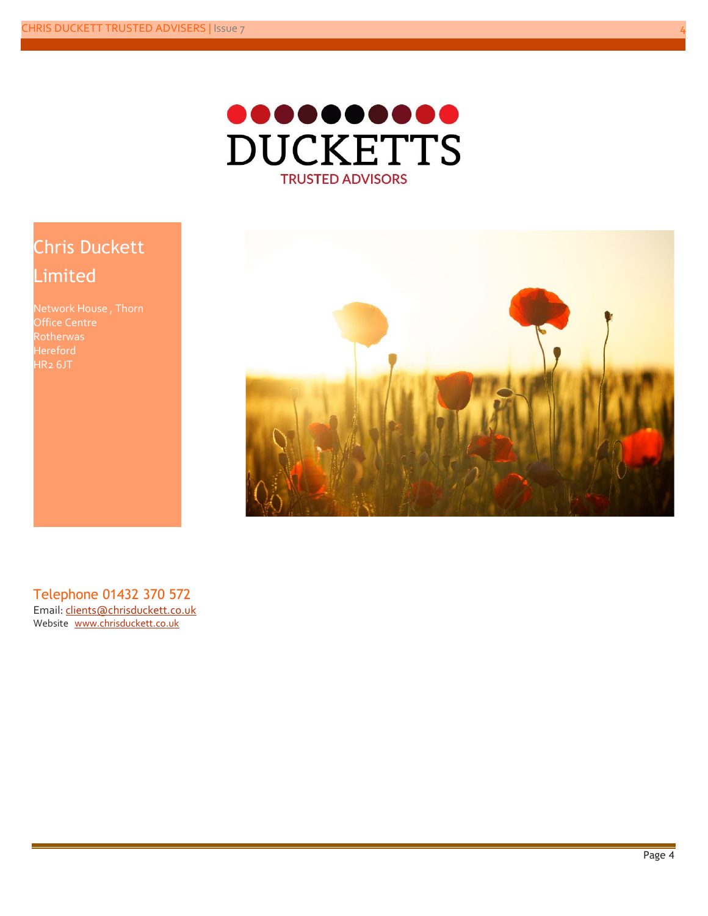DUCKETTS

TRUSTED ADVISORS

## Chris Duckett Limited

Network House , Thorn Office Centre
Rotherwas
Hereford
HR2 6JT

Telephone 01432 370 572
Email: clients@chrisduckett.co.uk
Website www.chrisduckett.co.uk